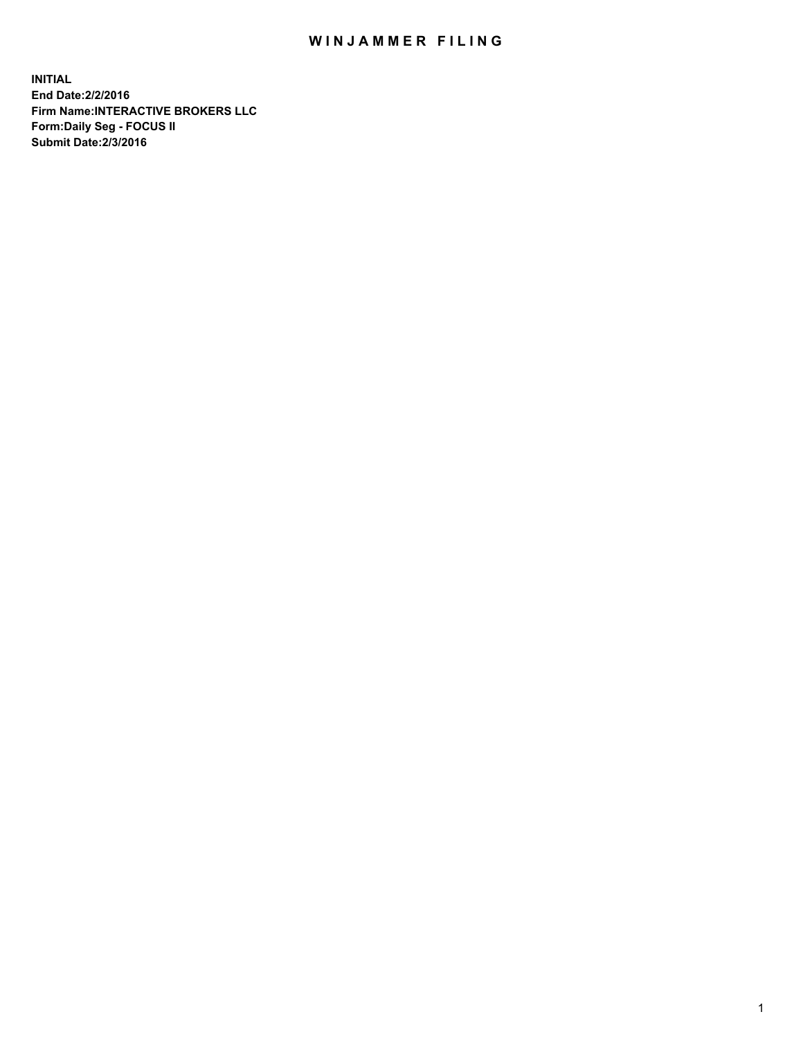# WINJAMMER FILING

**INITIAL**
**End Date:2/2/2016**
**Firm Name:INTERACTIVE BROKERS LLC**
**Form:Daily Seg - FOCUS II**
**Submit Date:2/3/2016**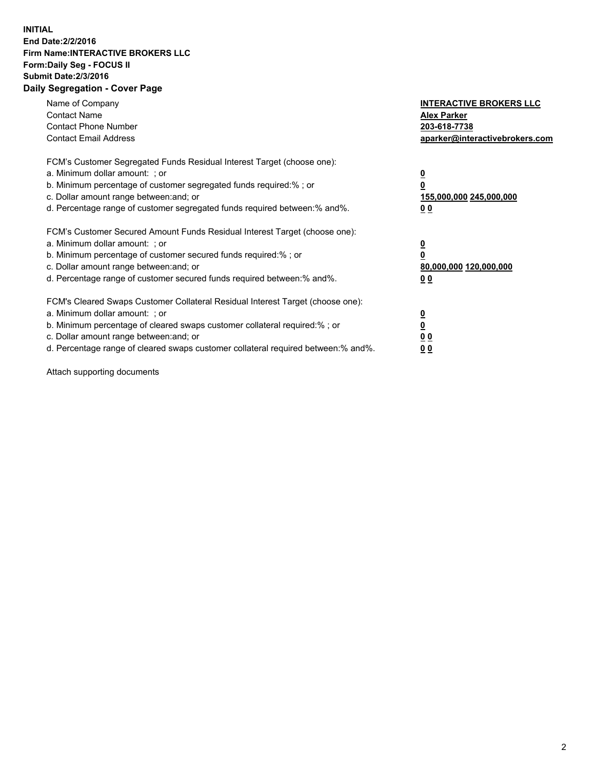**INITIAL**
**End Date:2/2/2016**
**Firm Name:INTERACTIVE BROKERS LLC**
**Form:Daily Seg - FOCUS II**
**Submit Date:2/3/2016**

## Daily Segregation - Cover Page

| | |
|---|---|
| Name of Company | **INTERACTIVE BROKERS LLC** |
| Contact Name | **Alex Parker** |
| Contact Phone Number | **203-618-7738** |
| Contact Email Address | **aparker@interactivebrokers.com** |

FCM's Customer Segregated Funds Residual Interest Target (choose one):

| | |
|---|---|
| a. Minimum dollar amount: ; or | **0** |
| b. Minimum percentage of customer segregated funds required:% ; or | **0** |
| c. Dollar amount range between:and; or | **155,000,000 245,000,000** |
| d. Percentage range of customer segregated funds required between:% and%. | **0 0** |

FCM's Customer Secured Amount Funds Residual Interest Target (choose one):

| | |
|---|---|
| a. Minimum dollar amount: ; or | **0** |
| b. Minimum percentage of customer secured funds required:% ; or | **0** |
| c. Dollar amount range between:and; or | **80,000,000 120,000,000** |
| d. Percentage range of customer secured funds required between:% and%. | **0 0** |

FCM's Cleared Swaps Customer Collateral Residual Interest Target (choose one):

| | |
|---|---|
| a. Minimum dollar amount: ; or | **0** |
| b. Minimum percentage of cleared swaps customer collateral required:% ; or | **0** |
| c. Dollar amount range between:and; or | **0 0** |
| d. Percentage range of cleared swaps customer collateral required between:% and%. | **0 0** |

Attach supporting documents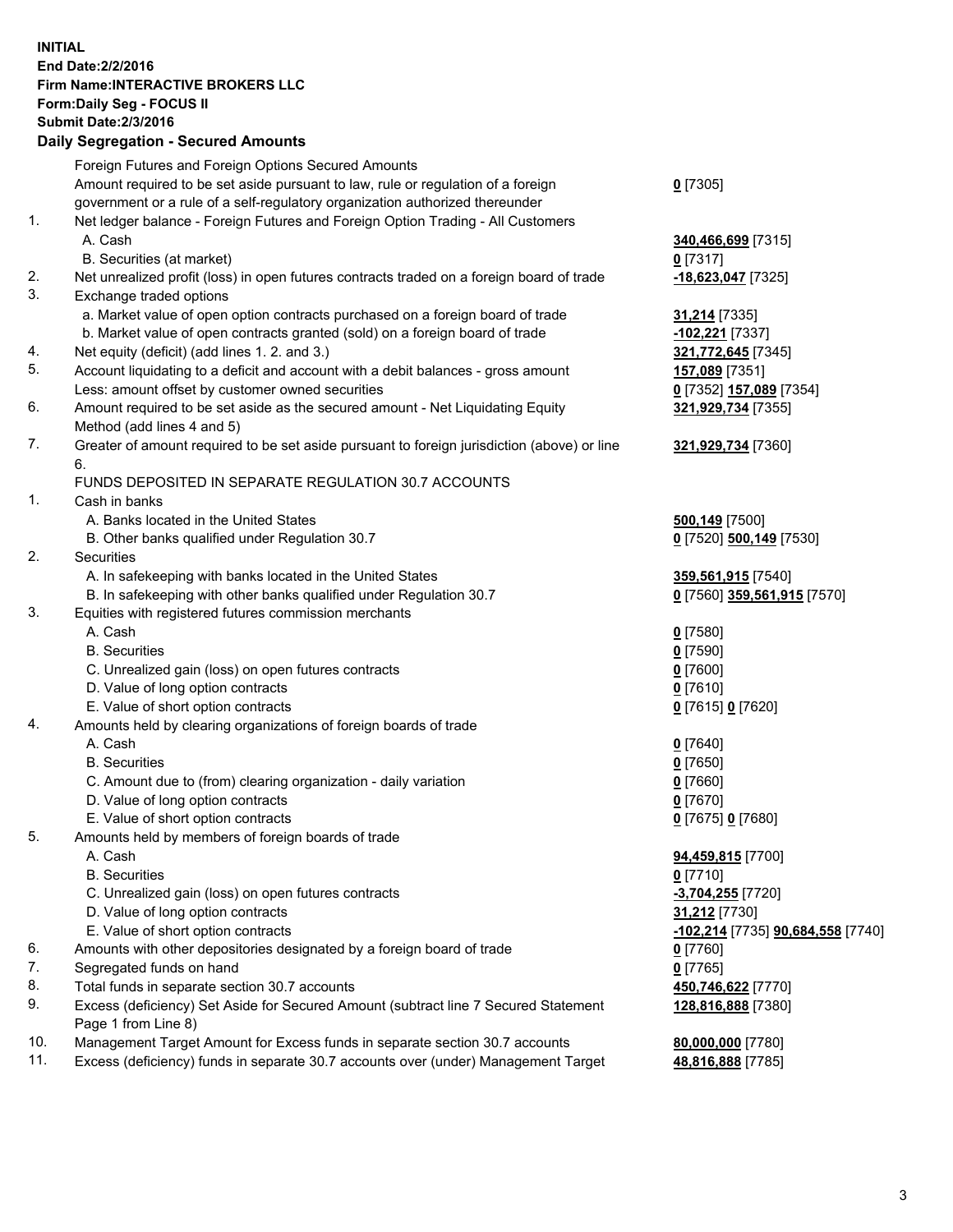**INITIAL**
**End Date:2/2/2016**
**Firm Name:INTERACTIVE BROKERS LLC**
**Form:Daily Seg - FOCUS II**
**Submit Date:2/3/2016**
**Daily Segregation - Secured Amounts**

| | | |
|---|---|---|
| | Foreign Futures and Foreign Options Secured Amounts | |
| | Amount required to be set aside pursuant to law, rule or regulation of a foreign government or a rule of a self-regulatory organization authorized thereunder | **0** [7305] |
| 1. | Net ledger balance - Foreign Futures and Foreign Option Trading - All Customers | |
| | A. Cash | **340,466,699** [7315] |
| | B. Securities (at market) | **0** [7317] |
| 2. | Net unrealized profit (loss) in open futures contracts traded on a foreign board of trade | **-18,623,047** [7325] |
| 3. | Exchange traded options | |
| | a. Market value of open option contracts purchased on a foreign board of trade | **31,214** [7335] |
| | b. Market value of open contracts granted (sold) on a foreign board of trade | **-102,221** [7337] |
| 4. | Net equity (deficit) (add lines 1. 2. and 3.) | **321,772,645** [7345] |
| 5. | Account liquidating to a deficit and account with a debit balances - gross amount | **157,089** [7351] |
| | Less: amount offset by customer owned securities | **0** [7352] **157,089** [7354] |
| 6. | Amount required to be set aside as the secured amount - Net Liquidating Equity Method (add lines 4 and 5) | **321,929,734** [7355] |
| 7. | Greater of amount required to be set aside pursuant to foreign jurisdiction (above) or line 6. | **321,929,734** [7360] |
| | FUNDS DEPOSITED IN SEPARATE REGULATION 30.7 ACCOUNTS | |
| 1. | Cash in banks | |
| | A. Banks located in the United States | **500,149** [7500] |
| | B. Other banks qualified under Regulation 30.7 | **0** [7520] **500,149** [7530] |
| 2. | Securities | |
| | A. In safekeeping with banks located in the United States | **359,561,915** [7540] |
| | B. In safekeeping with other banks qualified under Regulation 30.7 | **0** [7560] **359,561,915** [7570] |
| 3. | Equities with registered futures commission merchants | |
| | A. Cash | **0** [7580] |
| | B. Securities | **0** [7590] |
| | C. Unrealized gain (loss) on open futures contracts | **0** [7600] |
| | D. Value of long option contracts | **0** [7610] |
| | E. Value of short option contracts | **0** [7615] **0** [7620] |
| 4. | Amounts held by clearing organizations of foreign boards of trade | |
| | A. Cash | **0** [7640] |
| | B. Securities | **0** [7650] |
| | C. Amount due to (from) clearing organization - daily variation | **0** [7660] |
| | D. Value of long option contracts | **0** [7670] |
| | E. Value of short option contracts | **0** [7675] **0** [7680] |
| 5. | Amounts held by members of foreign boards of trade | |
| | A. Cash | **94,459,815** [7700] |
| | B. Securities | **0** [7710] |
| | C. Unrealized gain (loss) on open futures contracts | **-3,704,255** [7720] |
| | D. Value of long option contracts | **31,212** [7730] |
| | E. Value of short option contracts | **-102,214** [7735] **90,684,558** [7740] |
| 6. | Amounts with other depositories designated by a foreign board of trade | **0** [7760] |
| 7. | Segregated funds on hand | **0** [7765] |
| 8. | Total funds in separate section 30.7 accounts | **450,746,622** [7770] |
| 9. | Excess (deficiency) Set Aside for Secured Amount (subtract line 7 Secured Statement Page 1 from Line 8) | **128,816,888** [7380] |
| 10. | Management Target Amount for Excess funds in separate section 30.7 accounts | **80,000,000** [7780] |
| 11. | Excess (deficiency) funds in separate 30.7 accounts over (under) Management Target | **48,816,888** [7785] |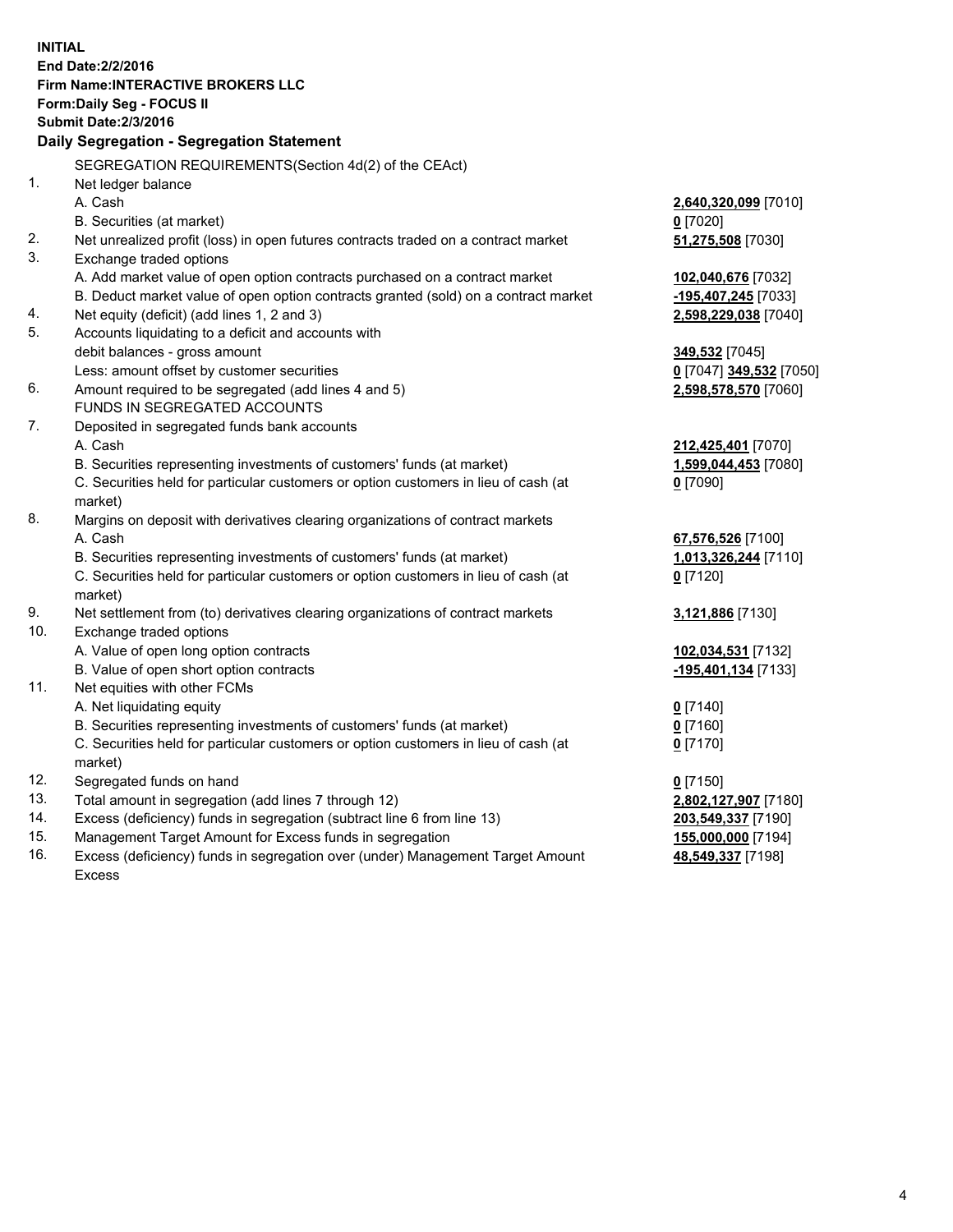**INITIAL**
**End Date:2/2/2016**
**Firm Name:INTERACTIVE BROKERS LLC**
**Form:Daily Seg - FOCUS II**
**Submit Date:2/3/2016**
**Daily Segregation - Segregation Statement**

| | | |
|---|---|---|
| | SEGREGATION REQUIREMENTS(Section 4d(2) of the CEAct) | |
| 1. | Net ledger balance | |
| | A. Cash | **2,640,320,099** [7010] |
| | B. Securities (at market) | **0** [7020] |
| 2. | Net unrealized profit (loss) in open futures contracts traded on a contract market | **51,275,508** [7030] |
| 3. | Exchange traded options | |
| | A. Add market value of open option contracts purchased on a contract market | **102,040,676** [7032] |
| | B. Deduct market value of open option contracts granted (sold) on a contract market | **-195,407,245** [7033] |
| 4. | Net equity (deficit) (add lines 1, 2 and 3) | **2,598,229,038** [7040] |
| 5. | Accounts liquidating to a deficit and accounts with | |
| | debit balances - gross amount | **349,532** [7045] |
| | Less: amount offset by customer securities | **0** [7047] **349,532** [7050] |
| 6. | Amount required to be segregated (add lines 4 and 5) | **2,598,578,570** [7060] |
| | FUNDS IN SEGREGATED ACCOUNTS | |
| 7. | Deposited in segregated funds bank accounts | |
| | A. Cash | **212,425,401** [7070] |
| | B. Securities representing investments of customers' funds (at market) | **1,599,044,453** [7080] |
| | C. Securities held for particular customers or option customers in lieu of cash (at market) | **0** [7090] |
| 8. | Margins on deposit with derivatives clearing organizations of contract markets | |
| | A. Cash | **67,576,526** [7100] |
| | B. Securities representing investments of customers' funds (at market) | **1,013,326,244** [7110] |
| | C. Securities held for particular customers or option customers in lieu of cash (at market) | **0** [7120] |
| 9. | Net settlement from (to) derivatives clearing organizations of contract markets | **3,121,886** [7130] |
| 10. | Exchange traded options | |
| | A. Value of open long option contracts | **102,034,531** [7132] |
| | B. Value of open short option contracts | **-195,401,134** [7133] |
| 11. | Net equities with other FCMs | |
| | A. Net liquidating equity | **0** [7140] |
| | B. Securities representing investments of customers' funds (at market) | **0** [7160] |
| | C. Securities held for particular customers or option customers in lieu of cash (at market) | **0** [7170] |
| 12. | Segregated funds on hand | **0** [7150] |
| 13. | Total amount in segregation (add lines 7 through 12) | **2,802,127,907** [7180] |
| 14. | Excess (deficiency) funds in segregation (subtract line 6 from line 13) | **203,549,337** [7190] |
| 15. | Management Target Amount for Excess funds in segregation | **155,000,000** [7194] |
| 16. | Excess (deficiency) funds in segregation over (under) Management Target Amount Excess | **48,549,337** [7198] |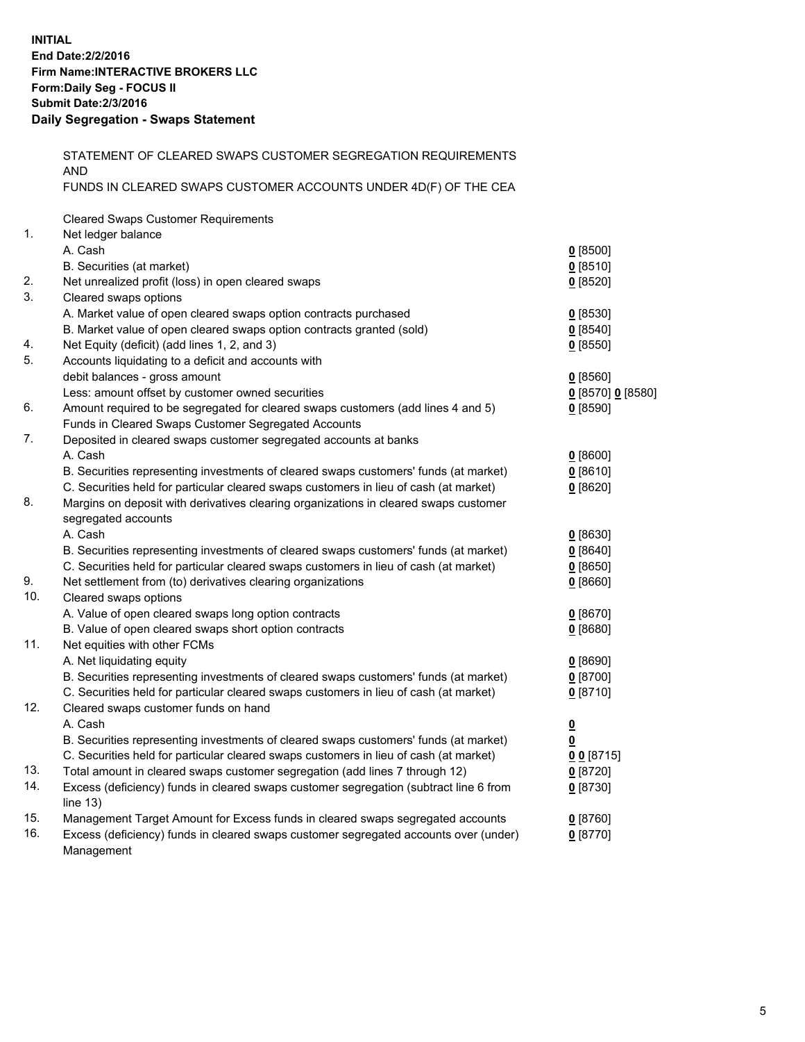**INITIAL**
**End Date:2/2/2016**
**Firm Name:INTERACTIVE BROKERS LLC**
**Form:Daily Seg - FOCUS II**
**Submit Date:2/3/2016**
**Daily Segregation - Swaps Statement**

STATEMENT OF CLEARED SWAPS CUSTOMER SEGREGATION REQUIREMENTS AND FUNDS IN CLEARED SWAPS CUSTOMER ACCOUNTS UNDER 4D(F) OF THE CEA

| | | |
|---|---|---|
| | Cleared Swaps Customer Requirements | |
| 1. | Net ledger balance | |
| | A. Cash | 0 [8500] |
| | B. Securities (at market) | 0 [8510] |
| 2. | Net unrealized profit (loss) in open cleared swaps | 0 [8520] |
| 3. | Cleared swaps options | |
| | A. Market value of open cleared swaps option contracts purchased | 0 [8530] |
| | B. Market value of open cleared swaps option contracts granted (sold) | 0 [8540] |
| 4. | Net Equity (deficit) (add lines 1, 2, and 3) | 0 [8550] |
| 5. | Accounts liquidating to a deficit and accounts with debit balances - gross amount | 0 [8560] |
| | Less: amount offset by customer owned securities | 0 [8570] 0 [8580] |
| 6. | Amount required to be segregated for cleared swaps customers (add lines 4 and 5) | 0 [8590] |
| | Funds in Cleared Swaps Customer Segregated Accounts | |
| 7. | Deposited in cleared swaps customer segregated accounts at banks | |
| | A. Cash | 0 [8600] |
| | B. Securities representing investments of cleared swaps customers' funds (at market) | 0 [8610] |
| | C. Securities held for particular cleared swaps customers in lieu of cash (at market) | 0 [8620] |
| 8. | Margins on deposit with derivatives clearing organizations in cleared swaps customer segregated accounts | |
| | A. Cash | 0 [8630] |
| | B. Securities representing investments of cleared swaps customers' funds (at market) | 0 [8640] |
| | C. Securities held for particular cleared swaps customers in lieu of cash (at market) | 0 [8650] |
| 9. | Net settlement from (to) derivatives clearing organizations | 0 [8660] |
| 10. | Cleared swaps options | |
| | A. Value of open cleared swaps long option contracts | 0 [8670] |
| | B. Value of open cleared swaps short option contracts | 0 [8680] |
| 11. | Net equities with other FCMs | |
| | A. Net liquidating equity | 0 [8690] |
| | B. Securities representing investments of cleared swaps customers' funds (at market) | 0 [8700] |
| | C. Securities held for particular cleared swaps customers in lieu of cash (at market) | 0 [8710] |
| 12. | Cleared swaps customer funds on hand | |
| | A. Cash | 0 |
| | B. Securities representing investments of cleared swaps customers' funds (at market) | 0 |
| | C. Securities held for particular cleared swaps customers in lieu of cash (at market) | 0 0 [8715] |
| 13. | Total amount in cleared swaps customer segregation (add lines 7 through 12) | 0 [8720] |
| 14. | Excess (deficiency) funds in cleared swaps customer segregation (subtract line 6 from line 13) | 0 [8730] |
| 15. | Management Target Amount for Excess funds in cleared swaps segregated accounts | 0 [8760] |
| 16. | Excess (deficiency) funds in cleared swaps customer segregated accounts over (under) Management | 0 [8770] |